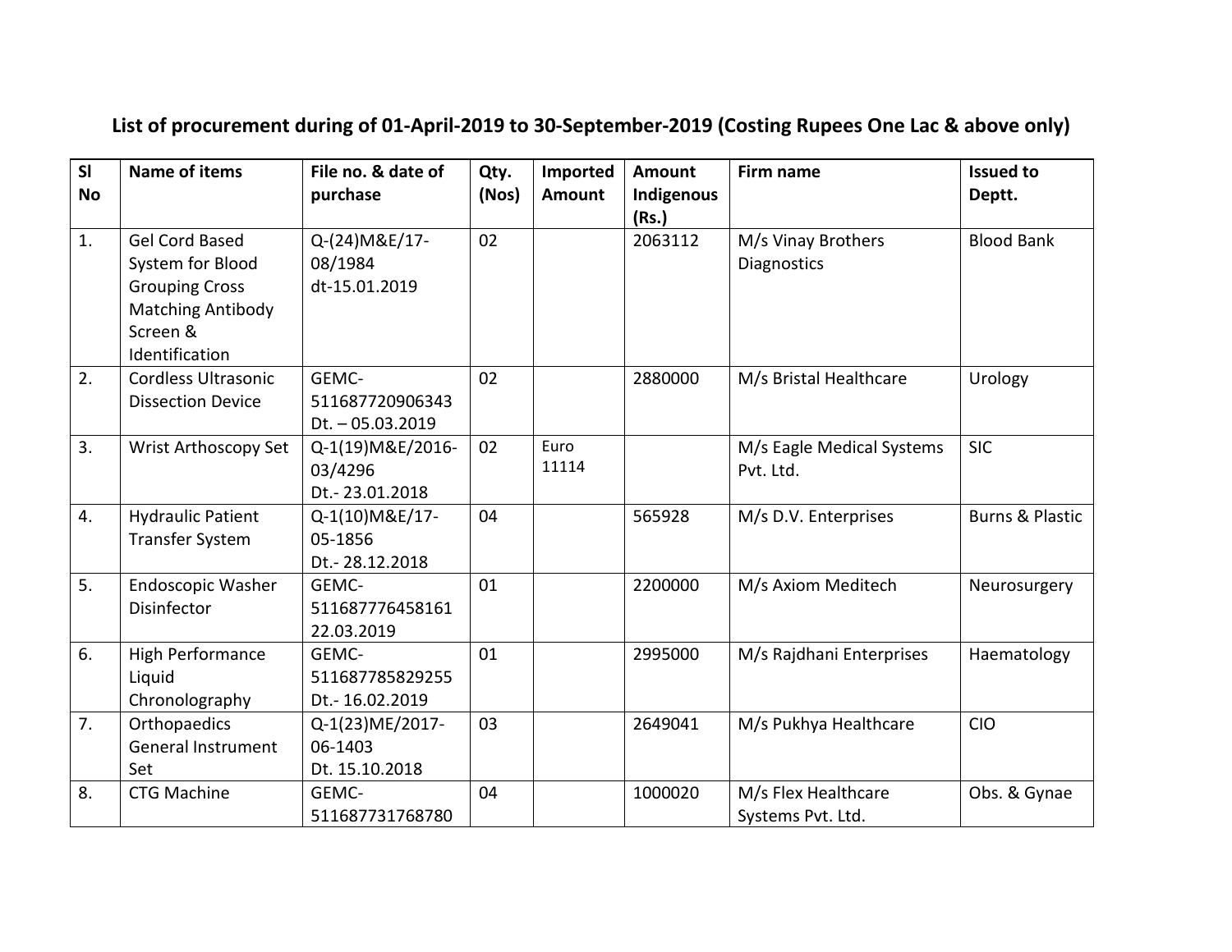## List of procurement during of 01-April-2019 to 30-September-2019 (Costing Rupees One Lac & above only)

| Sl No | Name of items | File no. & date of purchase | Qty. (Nos) | Imported Amount | Amount Indigenous (Rs.) | Firm name | Issued to Deptt. |
|---|---|---|---|---|---|---|---|
| 1. | Gel Cord Based System for Blood Grouping Cross Matching Antibody Screen & Identification | Q-(24)M&E/17-08/1984 dt-15.01.2019 | 02 | | 2063112 | M/s Vinay Brothers Diagnostics | Blood Bank |
| 2. | Cordless Ultrasonic Dissection Device | GEMC-511687720906343 Dt. – 05.03.2019 | 02 | | 2880000 | M/s Bristal Healthcare | Urology |
| 3. | Wrist Arthoscopy Set | Q-1(19)M&E/2016-03/4296 Dt.- 23.01.2018 | 02 | Euro 11114 | | M/s Eagle Medical Systems Pvt. Ltd. | SIC |
| 4. | Hydraulic Patient Transfer System | Q-1(10)M&E/17-05-1856 Dt.- 28.12.2018 | 04 | | 565928 | M/s D.V. Enterprises | Burns & Plastic |
| 5. | Endoscopic Washer Disinfector | GEMC-511687776458161 22.03.2019 | 01 | | 2200000 | M/s Axiom Meditech | Neurosurgery |
| 6. | High Performance Liquid Chronolography | GEMC-511687785829255 Dt.- 16.02.2019 | 01 | | 2995000 | M/s Rajdhani Enterprises | Haematology |
| 7. | Orthopaedics General Instrument Set | Q-1(23)ME/2017-06-1403 Dt. 15.10.2018 | 03 | | 2649041 | M/s Pukhya Healthcare | CIO |
| 8. | CTG Machine | GEMC-511687731768780 | 04 | | 1000020 | M/s Flex Healthcare Systems Pvt. Ltd. | Obs. & Gynae |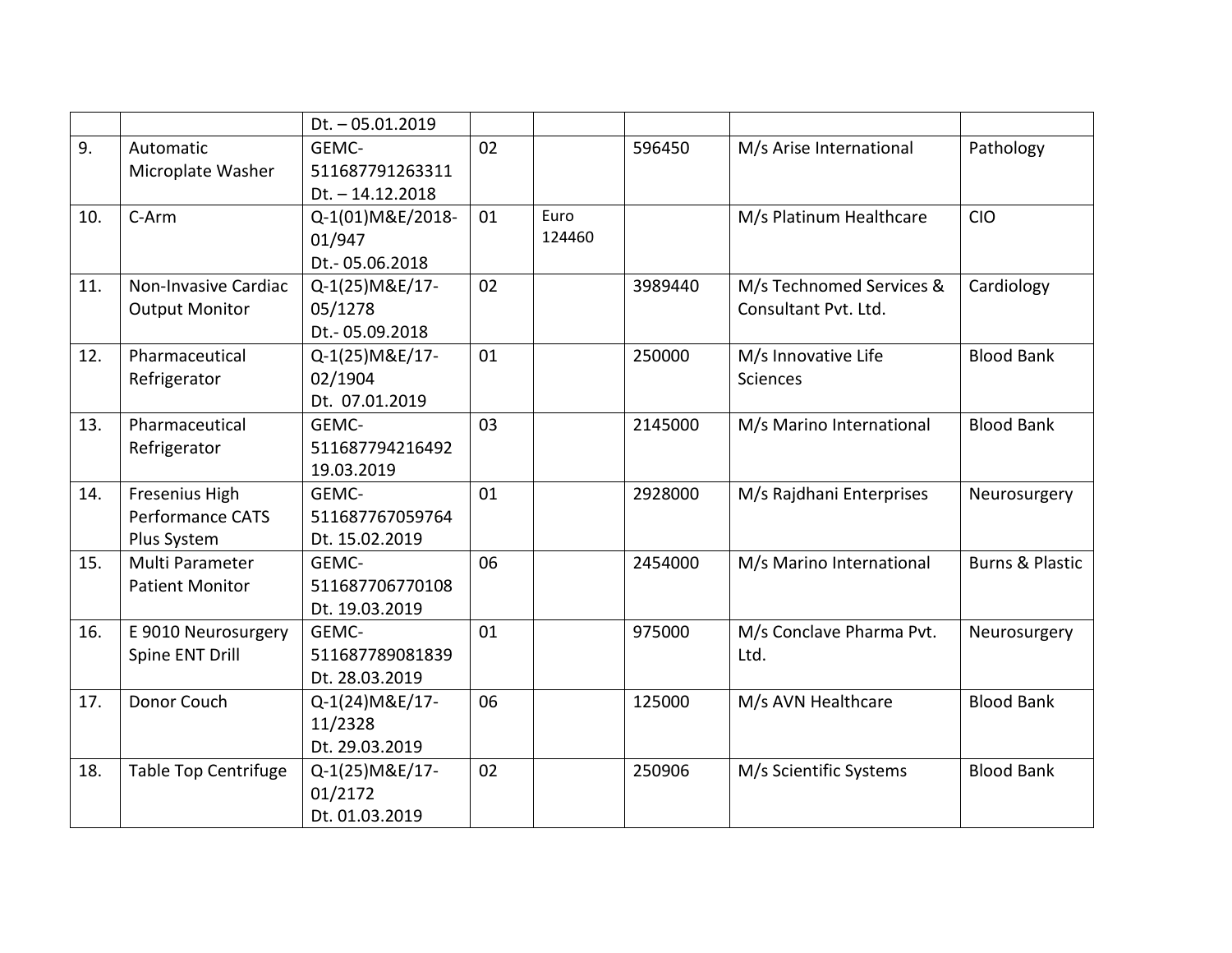| | | | | | | | |
|---|---|---|---|---|---|---|---|
| | | Dt. – 05.01.2019 | | | | | |
| 9. | Automatic Microplate Washer | GEMC-511687791263311 Dt. – 14.12.2018 | 02 | | 596450 | M/s Arise International | Pathology |
| 10. | C-Arm | Q-1(01)M&E/2018-01/947 Dt.- 05.06.2018 | 01 | Euro 124460 | | M/s Platinum Healthcare | CIO |
| 11. | Non-Invasive Cardiac Output Monitor | Q-1(25)M&E/17-05/1278 Dt.- 05.09.2018 | 02 | | 3989440 | M/s Technomed Services & Consultant Pvt. Ltd. | Cardiology |
| 12. | Pharmaceutical Refrigerator | Q-1(25)M&E/17-02/1904 Dt. 07.01.2019 | 01 | | 250000 | M/s Innovative Life Sciences | Blood Bank |
| 13. | Pharmaceutical Refrigerator | GEMC-511687794216492 19.03.2019 | 03 | | 2145000 | M/s Marino International | Blood Bank |
| 14. | Fresenius High Performance CATS Plus System | GEMC-511687767059764 Dt. 15.02.2019 | 01 | | 2928000 | M/s Rajdhani Enterprises | Neurosurgery |
| 15. | Multi Parameter Patient Monitor | GEMC-511687706770108 Dt. 19.03.2019 | 06 | | 2454000 | M/s Marino International | Burns & Plastic |
| 16. | E 9010 Neurosurgery Spine ENT Drill | GEMC-511687789081839 Dt. 28.03.2019 | 01 | | 975000 | M/s Conclave Pharma Pvt. Ltd. | Neurosurgery |
| 17. | Donor Couch | Q-1(24)M&E/17-11/2328 Dt. 29.03.2019 | 06 | | 125000 | M/s AVN Healthcare | Blood Bank |
| 18. | Table Top Centrifuge | Q-1(25)M&E/17-01/2172 Dt. 01.03.2019 | 02 | | 250906 | M/s Scientific Systems | Blood Bank |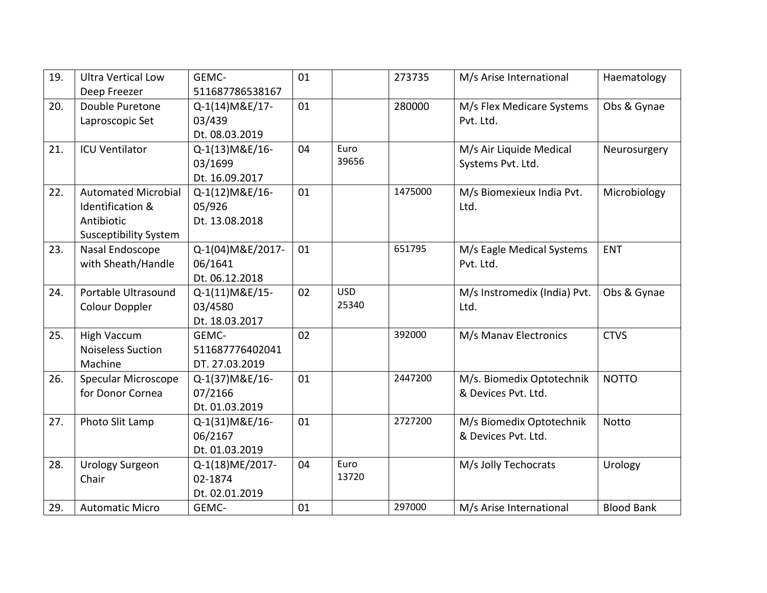| 19. | Ultra Vertical Low Deep Freezer | GEMC-511687786538167 | 01 | | 273735 | M/s Arise International | Haematology |
|---|---|---|---|---|---|---|---|
| 20. | Double Puretone Laproscopic Set | Q-1(14)M&E/17-03/439 Dt. 08.03.2019 | 01 | | 280000 | M/s Flex Medicare Systems Pvt. Ltd. | Obs & Gynae |
| 21. | ICU Ventilator | Q-1(13)M&E/16-03/1699 Dt. 16.09.2017 | 04 | Euro 39656 | | M/s Air Liquide Medical Systems Pvt. Ltd. | Neurosurgery |
| 22. | Automated Microbial Identification & Antibiotic Susceptibility System | Q-1(12)M&E/16-05/926 Dt. 13.08.2018 | 01 | | 1475000 | M/s Biomexieux India Pvt. Ltd. | Microbiology |
| 23. | Nasal Endoscope with Sheath/Handle | Q-1(04)M&E/2017-06/1641 Dt. 06.12.2018 | 01 | | 651795 | M/s Eagle Medical Systems Pvt. Ltd. | ENT |
| 24. | Portable Ultrasound Colour Doppler | Q-1(11)M&E/15-03/4580 Dt. 18.03.2017 | 02 | USD 25340 | | M/s Instromedix (India) Pvt. Ltd. | Obs & Gynae |
| 25. | High Vaccum Noiseless Suction Machine | GEMC-511687776402041 DT. 27.03.2019 | 02 | | 392000 | M/s Manav Electronics | CTVS |
| 26. | Specular Microscope for Donor Cornea | Q-1(37)M&E/16-07/2166 Dt. 01.03.2019 | 01 | | 2447200 | M/s. Biomedix Optotechnik & Devices Pvt. Ltd. | NOTTO |
| 27. | Photo Slit Lamp | Q-1(31)M&E/16-06/2167 Dt. 01.03.2019 | 01 | | 2727200 | M/s Biomedix Optotechnik & Devices Pvt. Ltd. | Notto |
| 28. | Urology Surgeon Chair | Q-1(18)ME/2017-02-1874 Dt. 02.01.2019 | 04 | Euro 13720 | | M/s Jolly Techocrats | Urology |
| 29. | Automatic Micro | GEMC- | 01 | | 297000 | M/s Arise International | Blood Bank |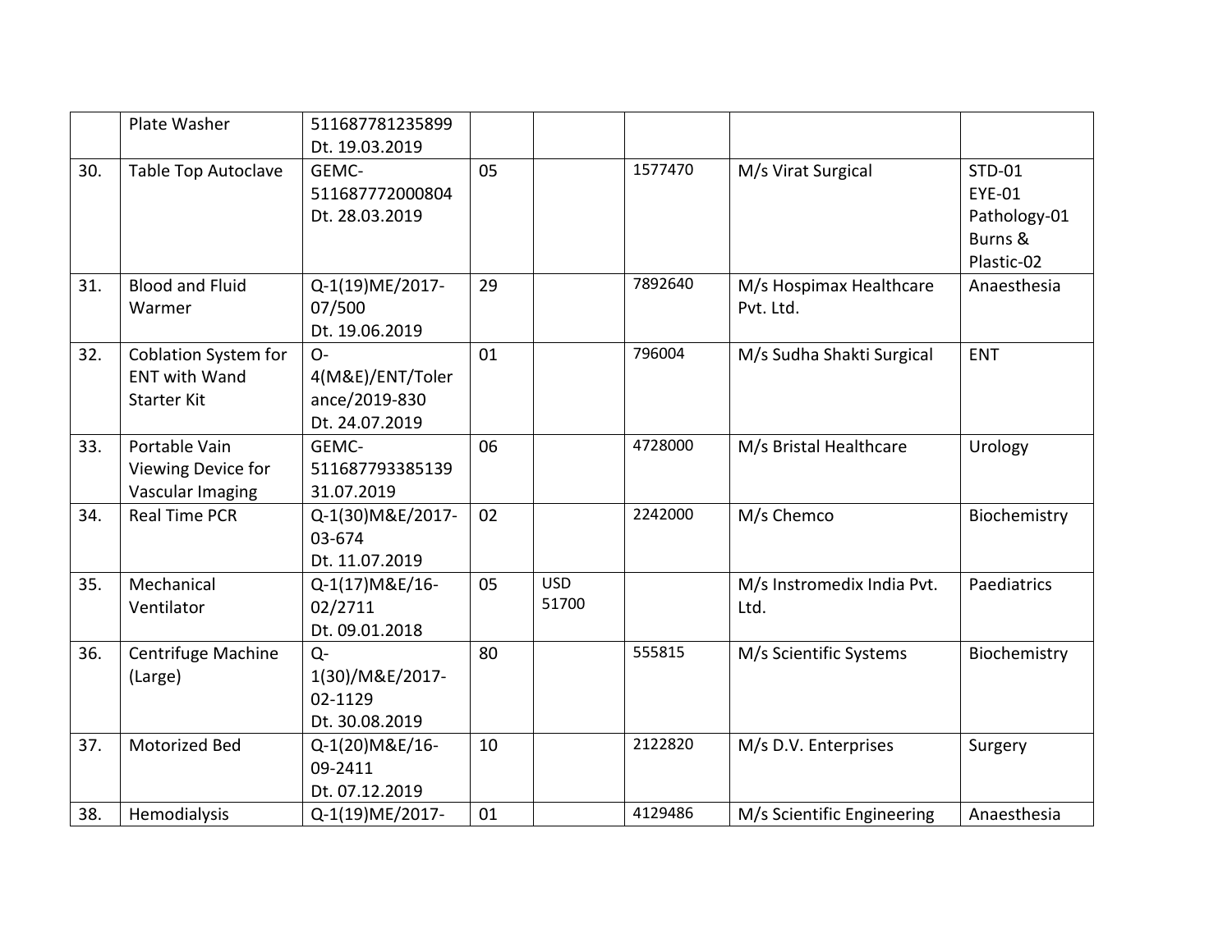|  | Plate Washer | 511687781235899 Dt. 19.03.2019 |  |  |  |  |  |
|---|---|---|---|---|---|---|---|
| 30. | Table Top Autoclave | GEMC-511687772000804 Dt. 28.03.2019 | 05 |  | 1577470 | M/s Virat Surgical | STD-01 EYE-01 Pathology-01 Burns & Plastic-02 |
| 31. | Blood and Fluid Warmer | Q-1(19)ME/2017-07/500 Dt. 19.06.2019 | 29 |  | 7892640 | M/s Hospimax Healthcare Pvt. Ltd. | Anaesthesia |
| 32. | Coblation System for ENT with Wand Starter Kit | O-4(M&E)/ENT/Tolerance/2019-830 Dt. 24.07.2019 | 01 |  | 796004 | M/s Sudha Shakti Surgical | ENT |
| 33. | Portable Vain Viewing Device for Vascular Imaging | GEMC-511687793385139 31.07.2019 | 06 |  | 4728000 | M/s Bristal Healthcare | Urology |
| 34. | Real Time PCR | Q-1(30)M&E/2017-03-674 Dt. 11.07.2019 | 02 |  | 2242000 | M/s Chemco | Biochemistry |
| 35. | Mechanical Ventilator | Q-1(17)M&E/16-02/2711 Dt. 09.01.2018 | 05 | USD 51700 |  | M/s Instromedix India Pvt. Ltd. | Paediatrics |
| 36. | Centrifuge Machine (Large) | Q-1(30)/M&E/2017-02-1129 Dt. 30.08.2019 | 80 |  | 555815 | M/s Scientific Systems | Biochemistry |
| 37. | Motorized Bed | Q-1(20)M&E/16-09-2411 Dt. 07.12.2019 | 10 |  | 2122820 | M/s D.V. Enterprises | Surgery |
| 38. | Hemodialysis | Q-1(19)ME/2017- | 01 |  | 4129486 | M/s Scientific Engineering | Anaesthesia |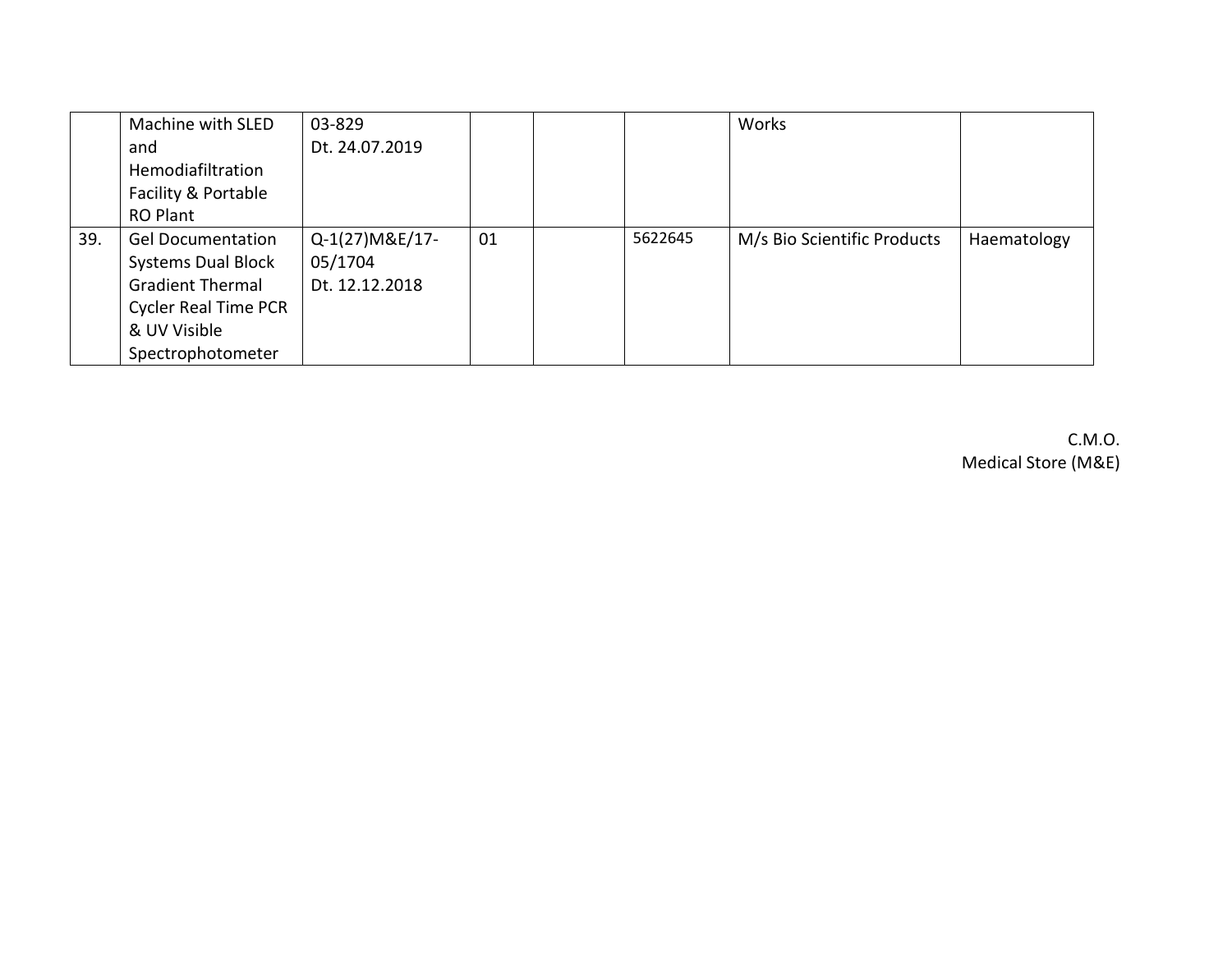| | | | | | | | |
|---|---|---|---|---|---|---|---|
| | Machine with SLED and Hemodiafiltration Facility & Portable RO Plant | 03-829 Dt. 24.07.2019 | | | | Works | |
| 39. | Gel Documentation Systems Dual Block Gradient Thermal Cycler Real Time PCR & UV Visible Spectrophotometer | Q-1(27)M&E/17-05/1704 Dt. 12.12.2018 | 01 | | 5622645 | M/s Bio Scientific Products | Haematology |

C.M.O.
Medical Store (M&E)